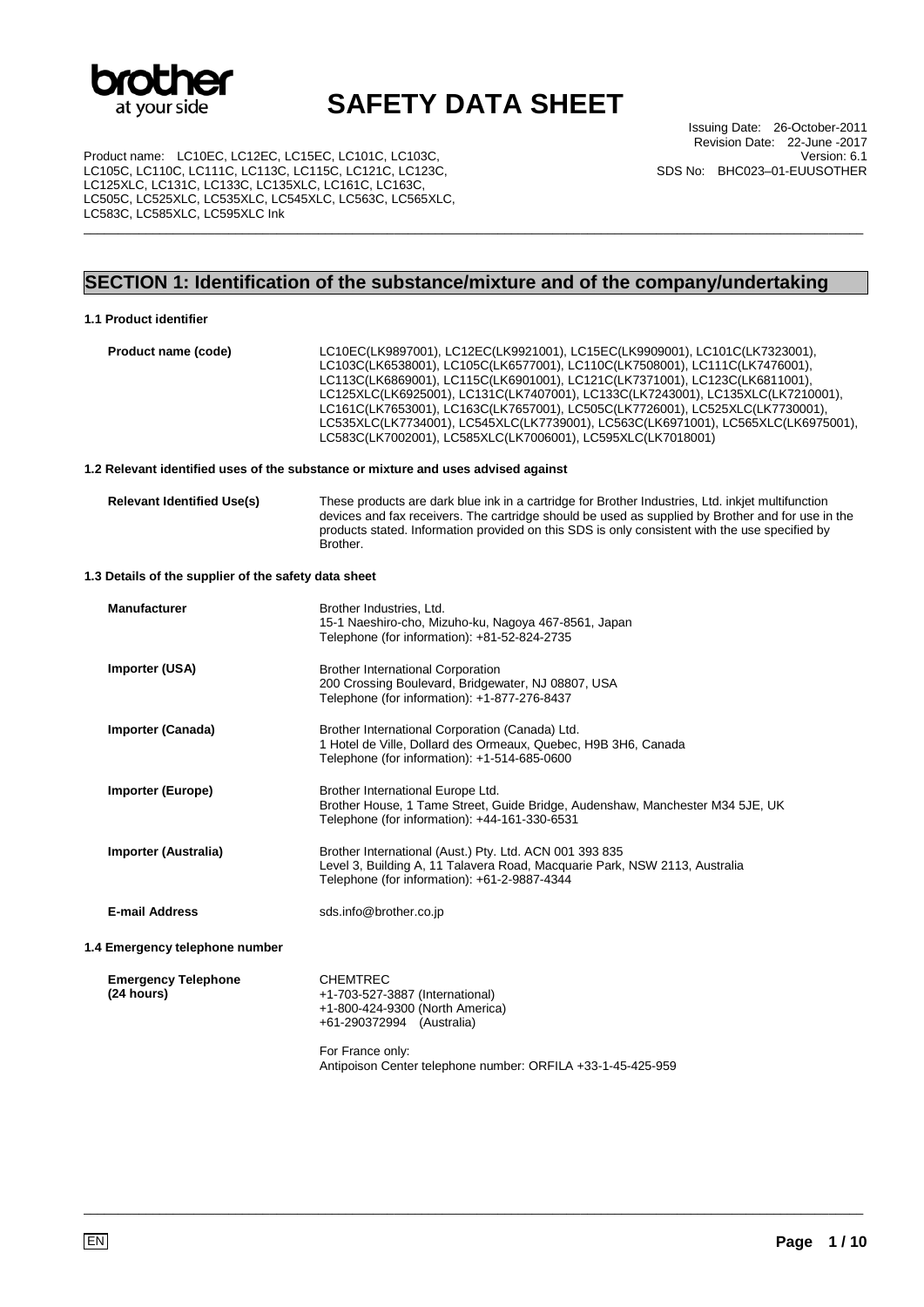# SAFETY DATA SHEET

Product name: LC10EC, LC12EC, LC15EC, LC101C, LC103C, LC105C, LC110C, LC111C, LC113C, LC115C, LC121C, LC123C, LC125XLC, LC131C, LC133C, LC135XLC, LC161C, LC163C, LC505C, LC525XLC, LC535XLC, LC545XLC, LC563C, LC565XLC, LC583C, LC585XLC, LC595XLC Ink

Issuing Date: 26-October-2011
Revision Date: 22-June -2017
Version: 6.1
SDS No: BHC023–01-EUUSOTHER

## SECTION 1: Identification of the substance/mixture and of the company/undertaking

### 1.1 Product identifier

**Product name (code)** LC10EC(LK9897001), LC12EC(LK9921001), LC15EC(LK9909001), LC101C(LK7323001), LC103C(LK6538001), LC105C(LK6577001), LC110C(LK7508001), LC111C(LK7476001), LC113C(LK6869001), LC115C(LK6901001), LC121C(LK7371001), LC123C(LK6811001), LC125XLC(LK6925001), LC131C(LK7407001), LC133C(LK7243001), LC135XLC(LK7210001), LC161C(LK7653001), LC163C(LK7657001), LC505C(LK7726001), LC525XLC(LK7730001), LC535XLC(LK7734001), LC545XLC(LK7739001), LC563C(LK6971001), LC565XLC(LK6975001), LC583C(LK7002001), LC585XLC(LK7006001), LC595XLC(LK7018001)

### 1.2 Relevant identified uses of the substance or mixture and uses advised against

**Relevant Identified Use(s)** These products are dark blue ink in a cartridge for Brother Industries, Ltd. inkjet multifunction devices and fax receivers. The cartridge should be used as supplied by Brother and for use in the products stated. Information provided on this SDS is only consistent with the use specified by Brother.

### 1.3 Details of the supplier of the safety data sheet

**Manufacturer**
Brother Industries, Ltd.
15-1 Naeshiro-cho, Mizuho-ku, Nagoya 467-8561, Japan
Telephone (for information): +81-52-824-2735

**Importer (USA)**
Brother International Corporation
200 Crossing Boulevard, Bridgewater, NJ 08807, USA
Telephone (for information): +1-877-276-8437

**Importer (Canada)**
Brother International Corporation (Canada) Ltd.
1 Hotel de Ville, Dollard des Ormeaux, Quebec, H9B 3H6, Canada
Telephone (for information): +1-514-685-0600

**Importer (Europe)**
Brother International Europe Ltd.
Brother House, 1 Tame Street, Guide Bridge, Audenshaw, Manchester M34 5JE, UK
Telephone (for information): +44-161-330-6531

**Importer (Australia)**
Brother International (Aust.) Pty. Ltd. ACN 001 393 835
Level 3, Building A, 11 Talavera Road, Macquarie Park, NSW 2113, Australia
Telephone (for information): +61-2-9887-4344

**E-mail Address** sds.info@brother.co.jp

### 1.4 Emergency telephone number

**Emergency Telephone (24 hours)**
CHEMTREC
+1-703-527-3887 (International)
+1-800-424-9300 (North America)
+61-290372994 (Australia)

For France only:
Antipoison Center telephone number: ORFILA +33-1-45-425-959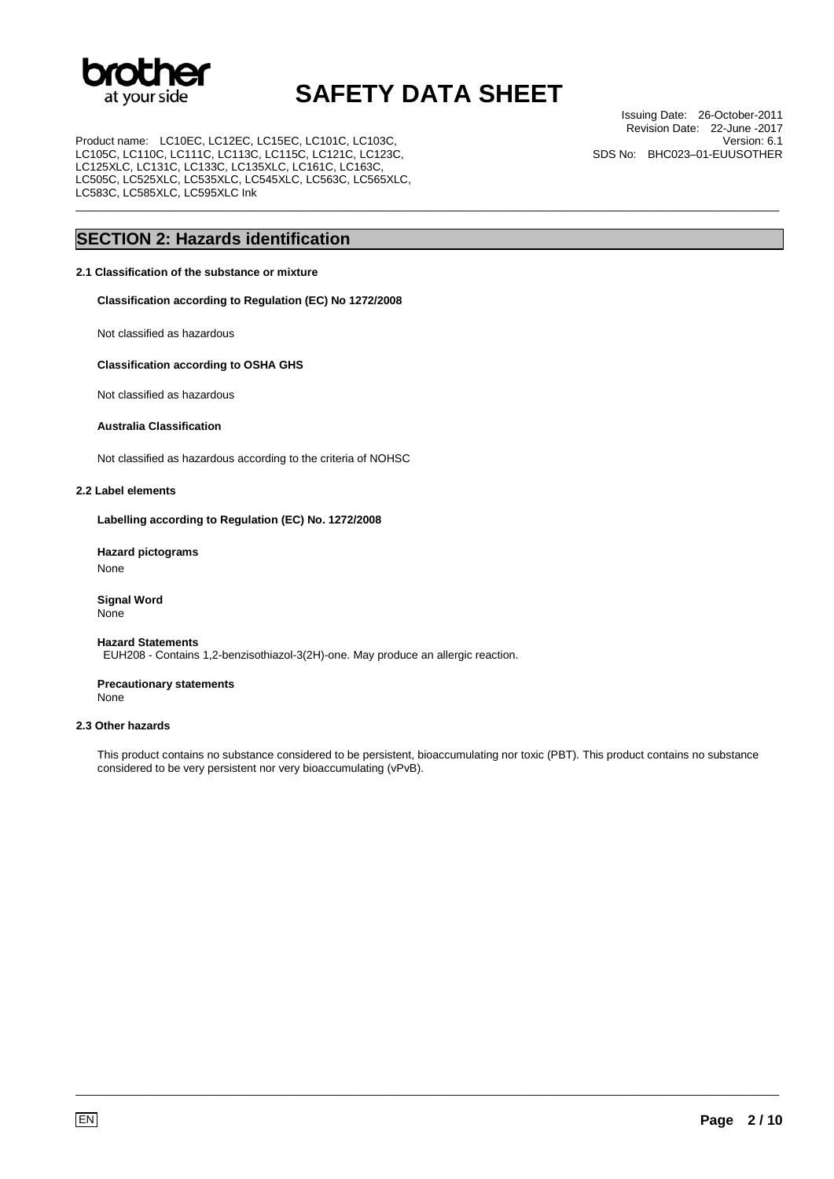## SECTION 2: Hazards identification

### 2.1 Classification of the substance or mixture

**Classification according to Regulation (EC) No 1272/2008**

Not classified as hazardous

**Classification according to OSHA GHS**

Not classified as hazardous

**Australia Classification**

Not classified as hazardous according to the criteria of NOHSC

### 2.2 Label elements

**Labelling according to Regulation (EC) No. 1272/2008**

**Hazard pictograms**
None

**Signal Word**
None

**Hazard Statements**
EUH208 - Contains 1,2-benzisothiazol-3(2H)-one. May produce an allergic reaction.

**Precautionary statements**
None

### 2.3 Other hazards

This product contains no substance considered to be persistent, bioaccumulating nor toxic (PBT). This product contains no substance considered to be very persistent nor very bioaccumulating (vPvB).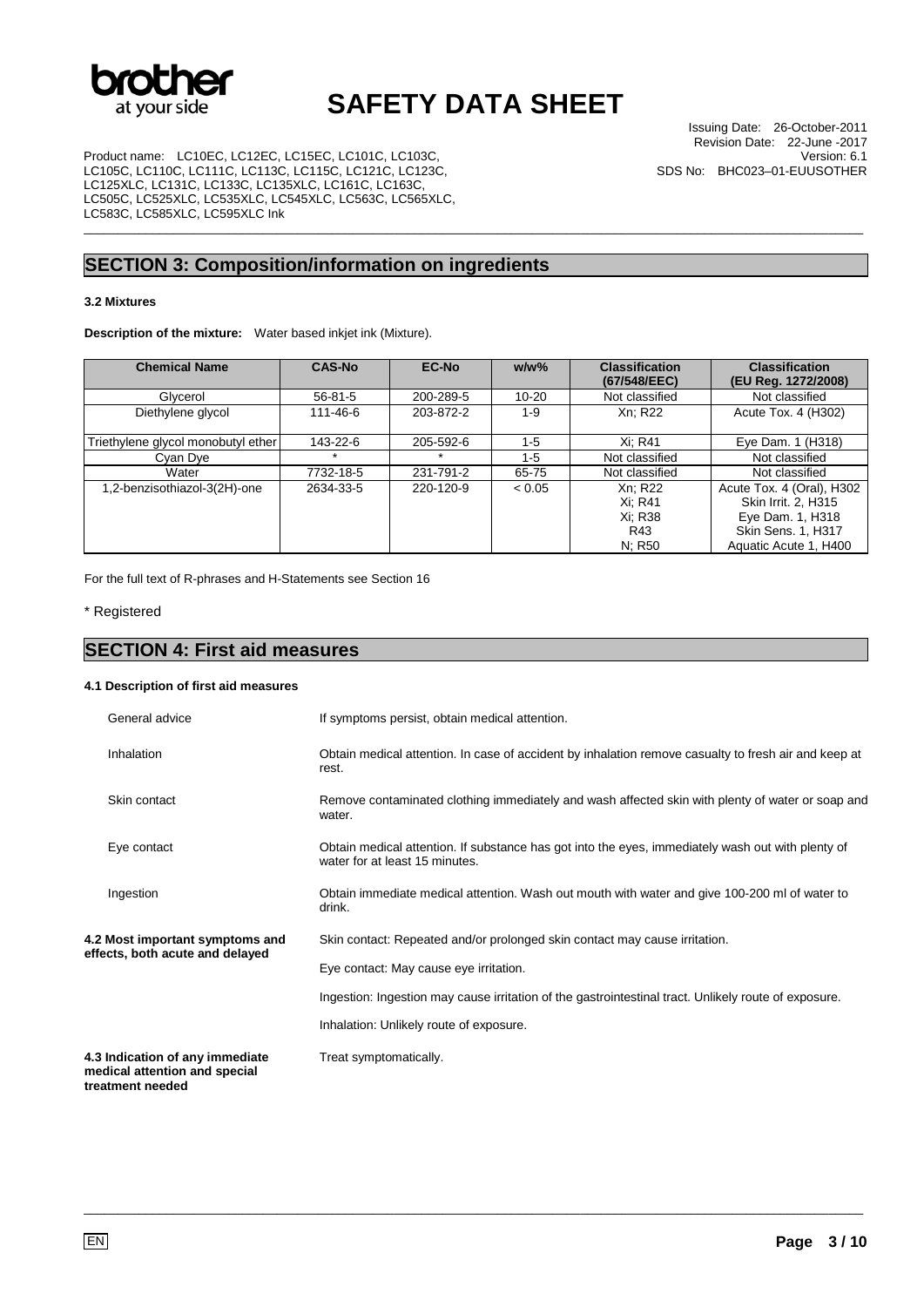## SECTION 3: Composition/information on ingredients

### 3.2 Mixtures

**Description of the mixture:** Water based inkjet ink (Mixture).

| Chemical Name | CAS-No | EC-No | w/w% | Classification (67/548/EEC) | Classification (EU Reg. 1272/2008) |
|---|---|---|---|---|---|
| Glycerol | 56-81-5 | 200-289-5 | 10-20 | Not classified | Not classified |
| Diethylene glycol | 111-46-6 | 203-872-2 | 1-9 | Xn; R22 | Acute Tox. 4 (H302) |
| Triethylene glycol monobutyl ether | 143-22-6 | 205-592-6 | 1-5 | Xi; R41 | Eye Dam. 1 (H318) |
| Cyan Dye | * | * | 1-5 | Not classified | Not classified |
| Water | 7732-18-5 | 231-791-2 | 65-75 | Not classified | Not classified |
| 1,2-benzisothiazol-3(2H)-one | 2634-33-5 | 220-120-9 | < 0.05 | Xn; R22<br>Xi; R41<br>Xi; R38<br>R43<br>N; R50 | Acute Tox. 4 (Oral), H302<br>Skin Irrit. 2, H315<br>Eye Dam. 1, H318<br>Skin Sens. 1, H317<br>Aquatic Acute 1, H400 |

For the full text of R-phrases and H-Statements see Section 16

\* Registered

## SECTION 4: First aid measures

### 4.1 Description of first aid measures

**General advice**
If symptoms persist, obtain medical attention.

**Inhalation**
Obtain medical attention. In case of accident by inhalation remove casualty to fresh air and keep at rest.

**Skin contact**
Remove contaminated clothing immediately and wash affected skin with plenty of water or soap and water.

**Eye contact**
Obtain medical attention. If substance has got into the eyes, immediately wash out with plenty of water for at least 15 minutes.

**Ingestion**
Obtain immediate medical attention. Wash out mouth with water and give 100-200 ml of water to drink.

### 4.2 Most important symptoms and effects, both acute and delayed

Skin contact: Repeated and/or prolonged skin contact may cause irritation.

Eye contact: May cause eye irritation.

Ingestion: Ingestion may cause irritation of the gastrointestinal tract. Unlikely route of exposure.

Inhalation: Unlikely route of exposure.

### 4.3 Indication of any immediate medical attention and special treatment needed

Treat symptomatically.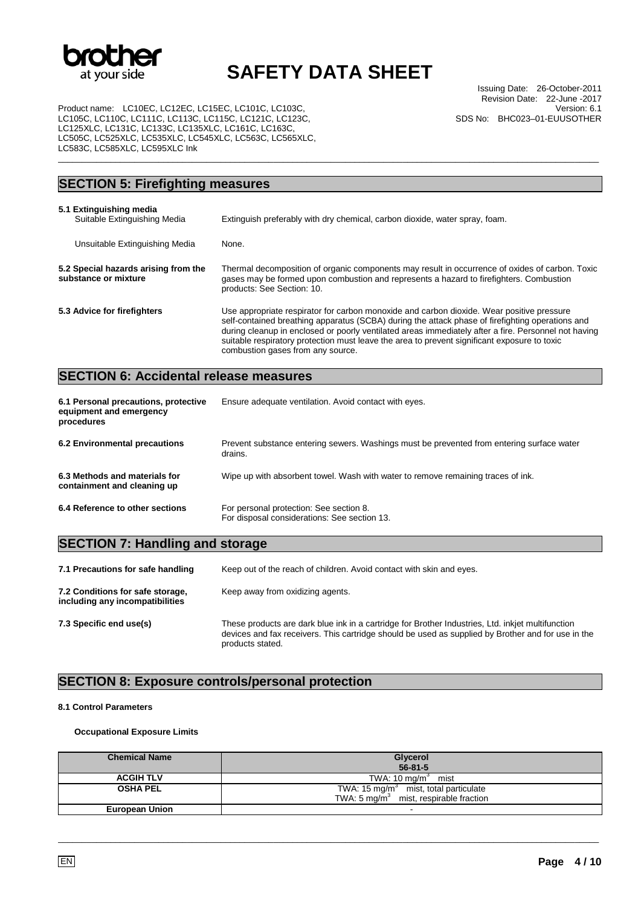## SECTION 5: Firefighting measures

**5.1 Extinguishing media**

Suitable Extinguishing Media: Extinguish preferably with dry chemical, carbon dioxide, water spray, foam.

Unsuitable Extinguishing Media: None.

**5.2 Special hazards arising from the substance or mixture**: Thermal decomposition of organic components may result in occurrence of oxides of carbon. Toxic gases may be formed upon combustion and represents a hazard to firefighters. Combustion products: See Section: 10.

**5.3 Advice for firefighters**: Use appropriate respirator for carbon monoxide and carbon dioxide. Wear positive pressure self-contained breathing apparatus (SCBA) during the attack phase of firefighting operations and during cleanup in enclosed or poorly ventilated areas immediately after a fire. Personnel not having suitable respiratory protection must leave the area to prevent significant exposure to toxic combustion gases from any source.

## SECTION 6: Accidental release measures

**6.1 Personal precautions, protective equipment and emergency procedures**: Ensure adequate ventilation. Avoid contact with eyes.

**6.2 Environmental precautions**: Prevent substance entering sewers. Washings must be prevented from entering surface water drains.

**6.3 Methods and materials for containment and cleaning up**: Wipe up with absorbent towel. Wash with water to remove remaining traces of ink.

**6.4 Reference to other sections**: For personal protection: See section 8.
For disposal considerations: See section 13.

## SECTION 7: Handling and storage

**7.1 Precautions for safe handling**: Keep out of the reach of children. Avoid contact with skin and eyes.

**7.2 Conditions for safe storage, including any incompatibilities**: Keep away from oxidizing agents.

**7.3 Specific end use(s)**: These products are dark blue ink in a cartridge for Brother Industries, Ltd. inkjet multifunction devices and fax receivers. This cartridge should be used as supplied by Brother and for use in the products stated.

## SECTION 8: Exposure controls/personal protection

**8.1 Control Parameters**

**Occupational Exposure Limits**

| Chemical Name | Glycerol<br>56-81-5 |
|---|---|
| **ACGIH TLV** | TWA: 10 mg/m$^3$ mist |
| **OSHA PEL** | TWA: 15 mg/m$^3$ mist, total particulate<br>TWA: 5 mg/m$^3$ mist, respirable fraction |
| **European Union** | - |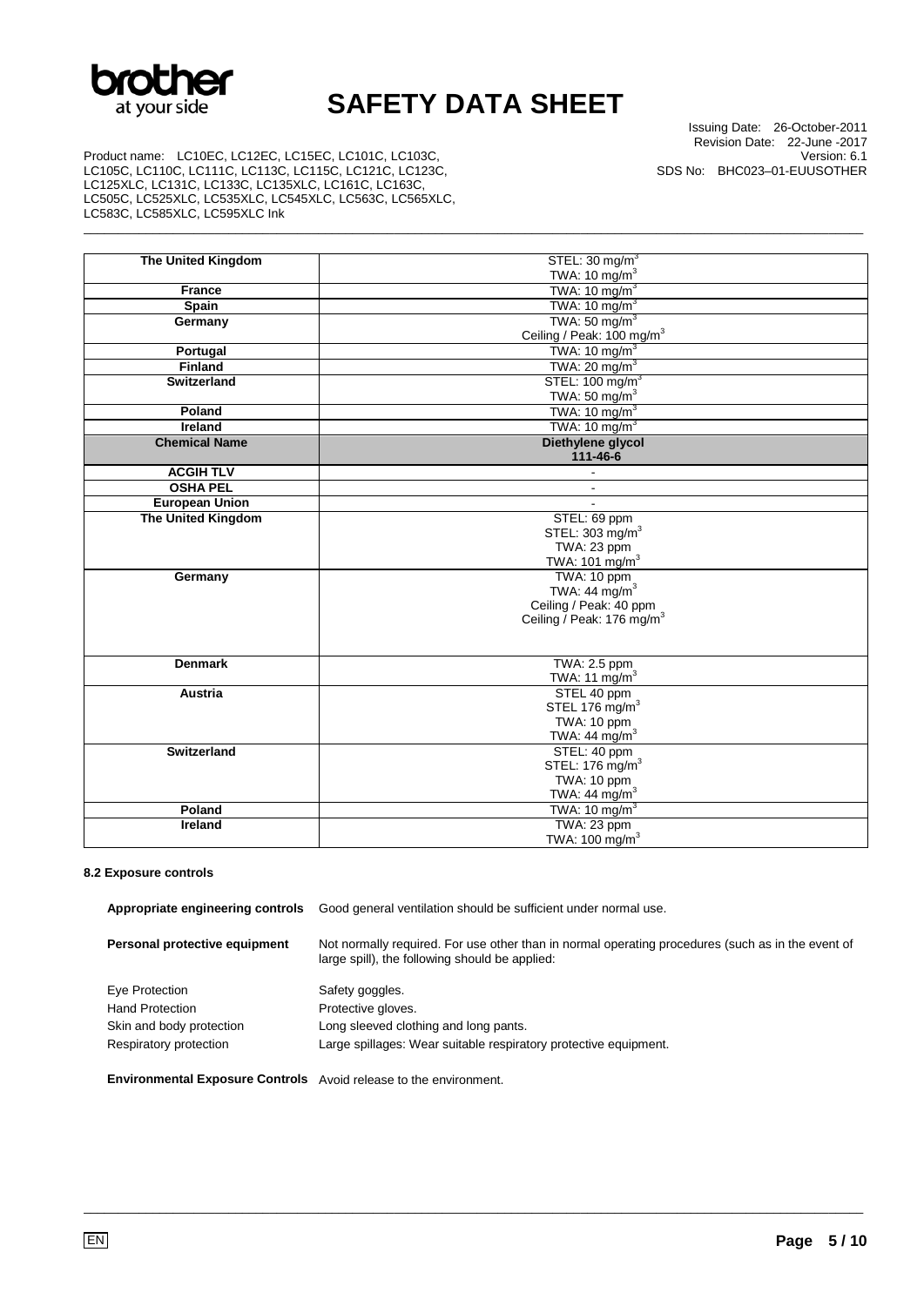| The United Kingdom | STEL: 30 mg/m³<br>TWA: 10 mg/m³ |
|---|---|
| France | TWA: 10 mg/m³ |
| Spain | TWA: 10 mg/m³ |
| Germany | TWA: 50 mg/m³<br>Ceiling / Peak: 100 mg/m³ |
| Portugal | TWA: 10 mg/m³ |
| Finland | TWA: 20 mg/m³ |
| Switzerland | STEL: 100 mg/m³<br>TWA: 50 mg/m³ |
| Poland | TWA: 10 mg/m³ |
| Ireland | TWA: 10 mg/m³ |
| **Chemical Name** | **Diethylene glycol<br>111-46-6** |
| ACGIH TLV | - |
| OSHA PEL | - |
| European Union | - |
| The United Kingdom | STEL: 69 ppm<br>STEL: 303 mg/m³<br>TWA: 23 ppm<br>TWA: 101 mg/m³ |
| Germany | TWA: 10 ppm<br>TWA: 44 mg/m³<br>Ceiling / Peak: 40 ppm<br>Ceiling / Peak: 176 mg/m³ |
| Denmark | TWA: 2.5 ppm<br>TWA: 11 mg/m³ |
| Austria | STEL 40 ppm<br>STEL 176 mg/m³<br>TWA: 10 ppm<br>TWA: 44 mg/m³ |
| Switzerland | STEL: 40 ppm<br>STEL: 176 mg/m³<br>TWA: 10 ppm<br>TWA: 44 mg/m³ |
| Poland | TWA: 10 mg/m³ |
| Ireland | TWA: 23 ppm<br>TWA: 100 mg/m³ |

#### 8.2 Exposure controls

**Appropriate engineering controls** Good general ventilation should be sufficient under normal use.

**Personal protective equipment** Not normally required. For use other than in normal operating procedures (such as in the event of large spill), the following should be applied:

Eye Protection: Safety goggles.
Hand Protection: Protective gloves.
Skin and body protection: Long sleeved clothing and long pants.
Respiratory protection: Large spillages: Wear suitable respiratory protective equipment.

**Environmental Exposure Controls** Avoid release to the environment.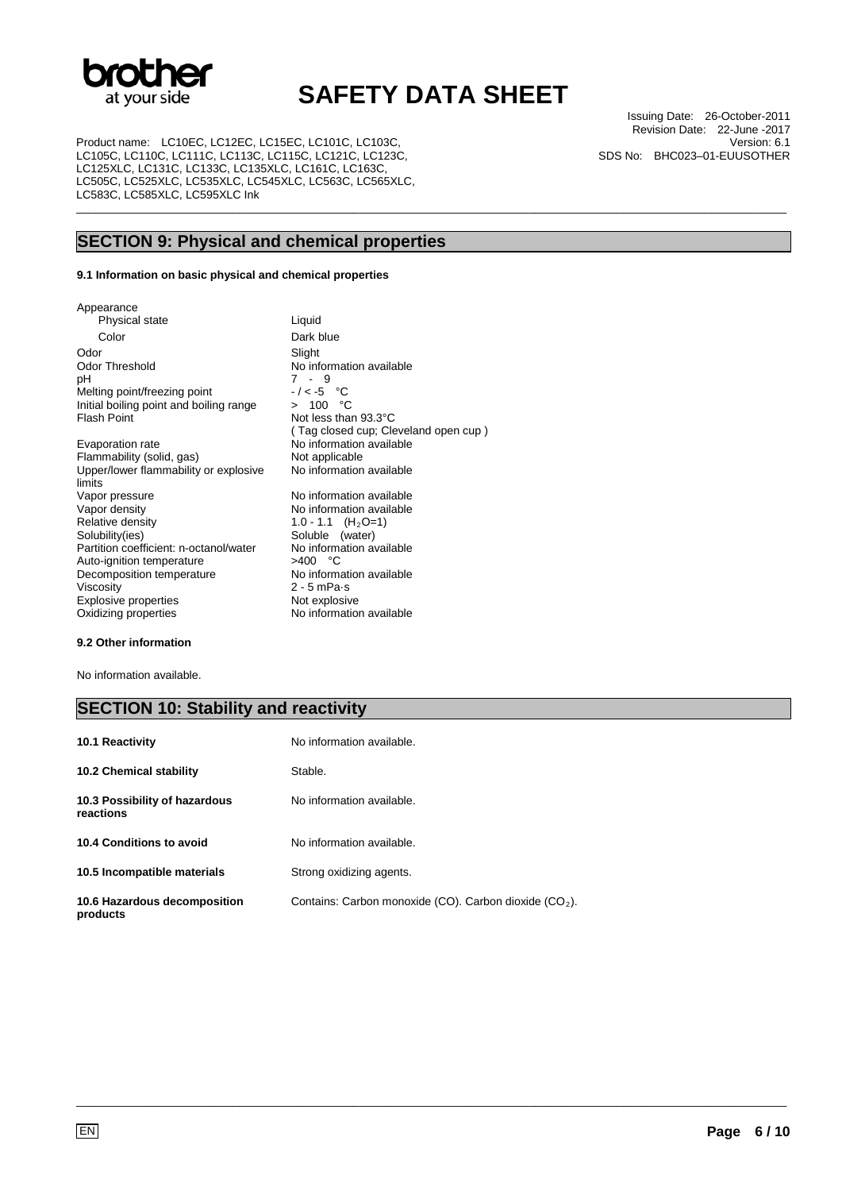## SECTION 9: Physical and chemical properties

### 9.1 Information on basic physical and chemical properties

| Property | Value |
|---|---|
| Appearance | |
| Physical state | Liquid |
| Color | Dark blue |
| Odor | Slight |
| Odor Threshold | No information available |
| pH | 7 - 9 |
| Melting point/freezing point | - / < -5 °C |
| Initial boiling point and boiling range | > 100 °C |
| Flash Point | Not less than 93.3°C (Tag closed cup; Cleveland open cup) |
| Evaporation rate | No information available |
| Flammability (solid, gas) | Not applicable |
| Upper/lower flammability or explosive limits | No information available |
| Vapor pressure | No information available |
| Vapor density | No information available |
| Relative density | 1.0 - 1.1 ($H_2O$=1) |
| Solubility(ies) | Soluble (water) |
| Partition coefficient: n-octanol/water | No information available |
| Auto-ignition temperature | >400 °C |
| Decomposition temperature | No information available |
| Viscosity | 2 - 5 mPa·s |
| Explosive properties | Not explosive |
| Oxidizing properties | No information available |

### 9.2 Other information

No information available.

## SECTION 10: Stability and reactivity

| | |
|---|---|
| **10.1 Reactivity** | No information available. |
| **10.2 Chemical stability** | Stable. |
| **10.3 Possibility of hazardous reactions** | No information available. |
| **10.4 Conditions to avoid** | No information available. |
| **10.5 Incompatible materials** | Strong oxidizing agents. |
| **10.6 Hazardous decomposition products** | Contains: Carbon monoxide (CO). Carbon dioxide ($CO_2$). |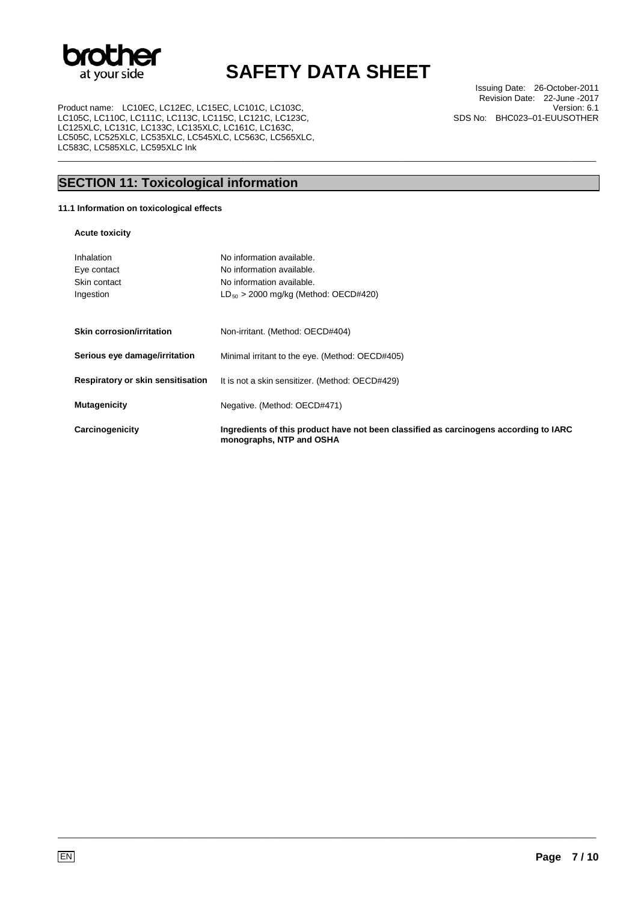## SECTION 11: Toxicological information

**11.1 Information on toxicological effects**

**Acute toxicity**

| | |
|---|---|
| Inhalation | No information available. |
| Eye contact | No information available. |
| Skin contact | No information available. |
| Ingestion | $LD_{50}$ > 2000 mg/kg (Method: OECD#420) |

| | |
|---|---|
| **Skin corrosion/irritation** | Non-irritant. (Method: OECD#404) |
| **Serious eye damage/irritation** | Minimal irritant to the eye. (Method: OECD#405) |
| **Respiratory or skin sensitisation** | It is not a skin sensitizer. (Method: OECD#429) |
| **Mutagenicity** | Negative. (Method: OECD#471) |
| **Carcinogenicity** | **Ingredients of this product have not been classified as carcinogens according to IARC monographs, NTP and OSHA** |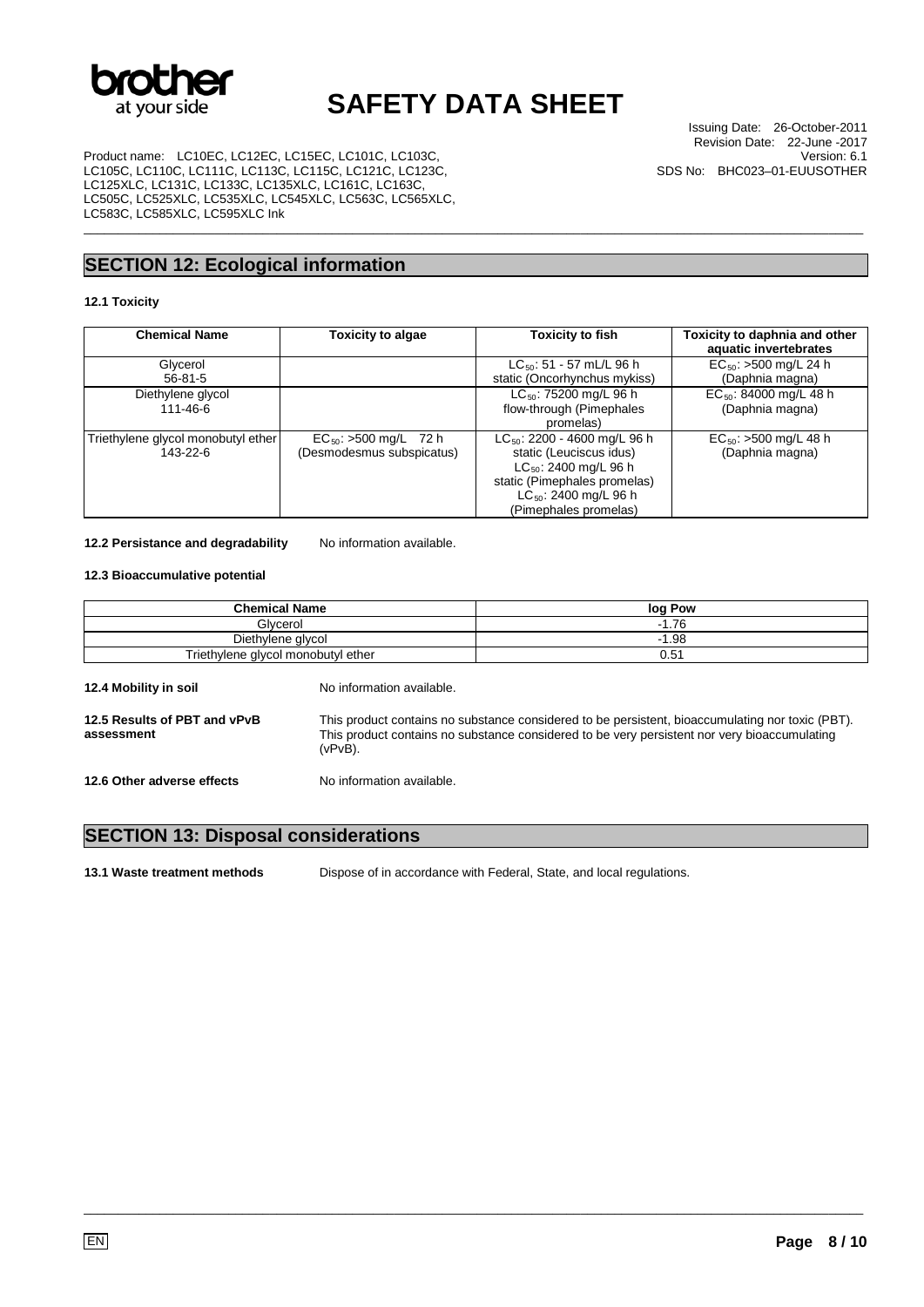## SECTION 12: Ecological information

**12.1 Toxicity**

| Chemical Name | Toxicity to algae | Toxicity to fish | Toxicity to daphnia and other aquatic invertebrates |
|---|---|---|---|
| Glycerol 56-81-5 | | $LC_{50}$: 51 - 57 mL/L 96 h static (Oncorhynchus mykiss) | $EC_{50}$: >500 mg/L 24 h (Daphnia magna) |
| Diethylene glycol 111-46-6 | | $LC_{50}$: 75200 mg/L 96 h flow-through (Pimephales promelas) | $EC_{50}$: 84000 mg/L 48 h (Daphnia magna) |
| Triethylene glycol monobutyl ether 143-22-6 | $EC_{50}$: >500 mg/L 72 h (Desmodesmus subspicatus) | $LC_{50}$: 2200 - 4600 mg/L 96 h static (Leuciscus idus) $LC_{50}$: 2400 mg/L 96 h static (Pimephales promelas) $LC_{50}$: 2400 mg/L 96 h (Pimephales promelas) | $EC_{50}$: >500 mg/L 48 h (Daphnia magna) |

**12.2 Persistance and degradability** No information available.

**12.3 Bioaccumulative potential**

| Chemical Name | log Pow |
|---|---|
| Glycerol | -1.76 |
| Diethylene glycol | -1.98 |
| Triethylene glycol monobutyl ether | 0.51 |

**12.4 Mobility in soil** No information available.

**12.5 Results of PBT and vPvB assessment** This product contains no substance considered to be persistent, bioaccumulating nor toxic (PBT). This product contains no substance considered to be very persistent nor very bioaccumulating (vPvB).

**12.6 Other adverse effects** No information available.

## SECTION 13: Disposal considerations

**13.1 Waste treatment methods** Dispose of in accordance with Federal, State, and local regulations.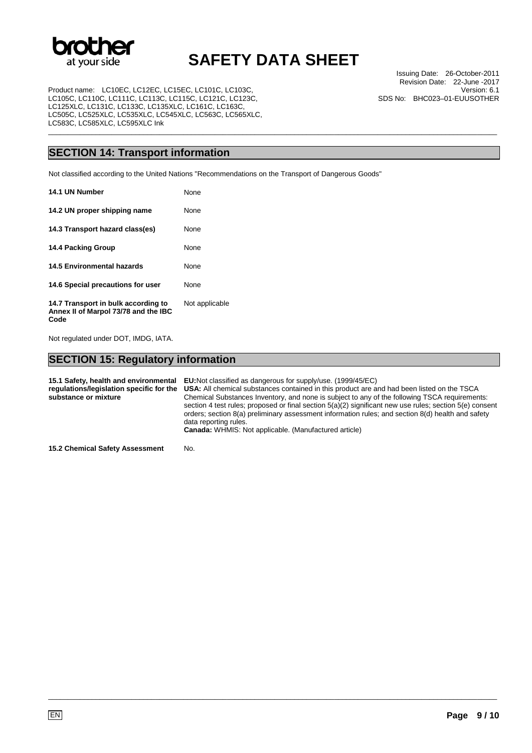## SECTION 14: Transport information

Not classified according to the United Nations "Recommendations on the Transport of Dangerous Goods"

| | |
|---|---|
| **14.1 UN Number** | None |
| **14.2 UN proper shipping name** | None |
| **14.3 Transport hazard class(es)** | None |
| **14.4 Packing Group** | None |
| **14.5 Environmental hazards** | None |
| **14.6 Special precautions for user** | None |
| **14.7 Transport in bulk according to Annex II of Marpol 73/78 and the IBC Code** | Not applicable |

Not regulated under DOT, IMDG, IATA.

## SECTION 15: Regulatory information

| | |
|---|---|
| **15.1 Safety, health and environmental regulations/legislation specific for the substance or mixture** | **EU:** Not classified as dangerous for supply/use. (1999/45/EC)<br>**USA:** All chemical substances contained in this product are and had been listed on the TSCA Chemical Substances Inventory, and none is subject to any of the following TSCA requirements: section 4 test rules; proposed or final section 5(a)(2) significant new use rules; section 5(e) consent orders; section 8(a) preliminary assessment information rules; and section 8(d) health and safety data reporting rules.<br>**Canada:** WHMIS: Not applicable. (Manufactured article) |
| **15.2 Chemical Safety Assessment** | No. |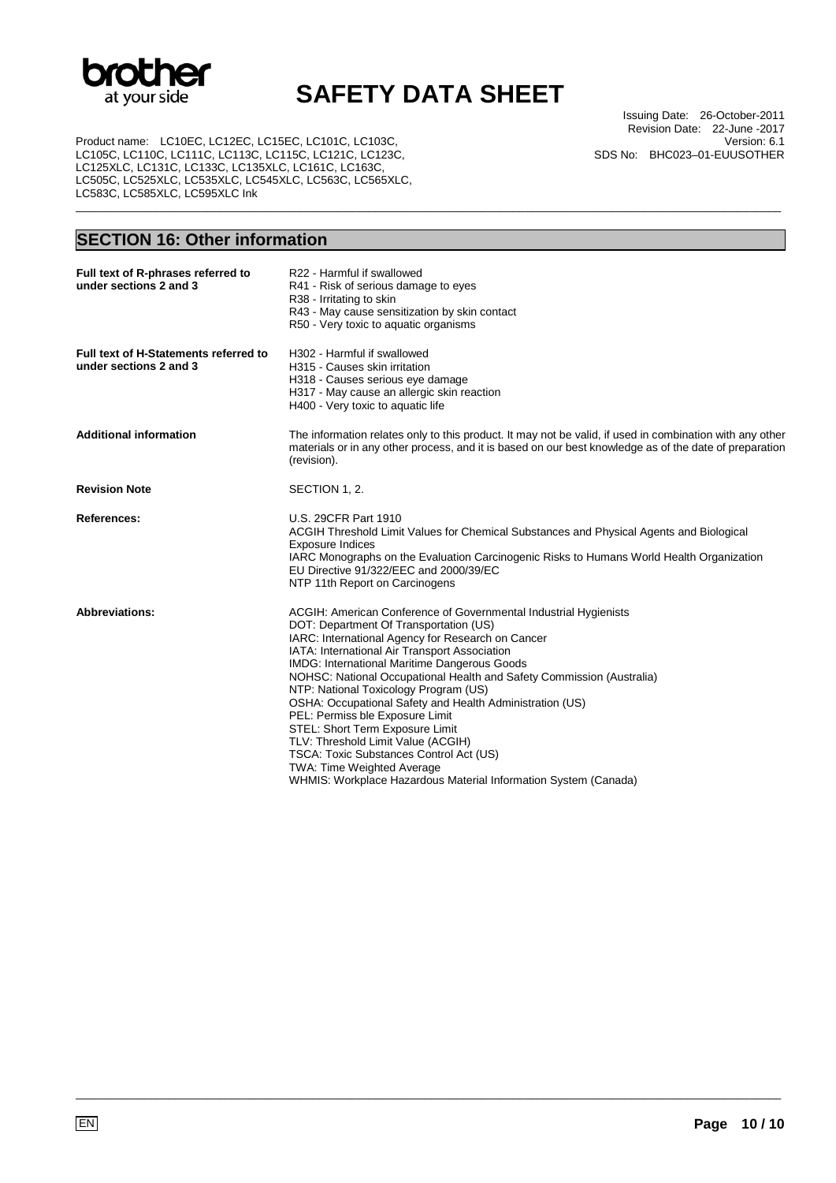## SECTION 16: Other information

| | |
|---|---|
| **Full text of R-phrases referred to under sections 2 and 3** | R22 - Harmful if swallowed<br>R41 - Risk of serious damage to eyes<br>R38 - Irritating to skin<br>R43 - May cause sensitization by skin contact<br>R50 - Very toxic to aquatic organisms |
| **Full text of H-Statements referred to under sections 2 and 3** | H302 - Harmful if swallowed<br>H315 - Causes skin irritation<br>H318 - Causes serious eye damage<br>H317 - May cause an allergic skin reaction<br>H400 - Very toxic to aquatic life |
| **Additional information** | The information relates only to this product. It may not be valid, if used in combination with any other materials or in any other process, and it is based on our best knowledge as of the date of preparation (revision). |
| **Revision Note** | SECTION 1, 2. |
| **References:** | U.S. 29CFR Part 1910<br>ACGIH Threshold Limit Values for Chemical Substances and Physical Agents and Biological Exposure Indices<br>IARC Monographs on the Evaluation Carcinogenic Risks to Humans World Health Organization<br>EU Directive 91/322/EEC and 2000/39/EC<br>NTP 11th Report on Carcinogens |
| **Abbreviations:** | ACGIH: American Conference of Governmental Industrial Hygienists<br>DOT: Department Of Transportation (US)<br>IARC: International Agency for Research on Cancer<br>IATA: International Air Transport Association<br>IMDG: International Maritime Dangerous Goods<br>NOHSC: National Occupational Health and Safety Commission (Australia)<br>NTP: National Toxicology Program (US)<br>OSHA: Occupational Safety and Health Administration (US)<br>PEL: Permiss ble Exposure Limit<br>STEL: Short Term Exposure Limit<br>TLV: Threshold Limit Value (ACGIH)<br>TSCA: Toxic Substances Control Act (US)<br>TWA: Time Weighted Average<br>WHMIS: Workplace Hazardous Material Information System (Canada) |